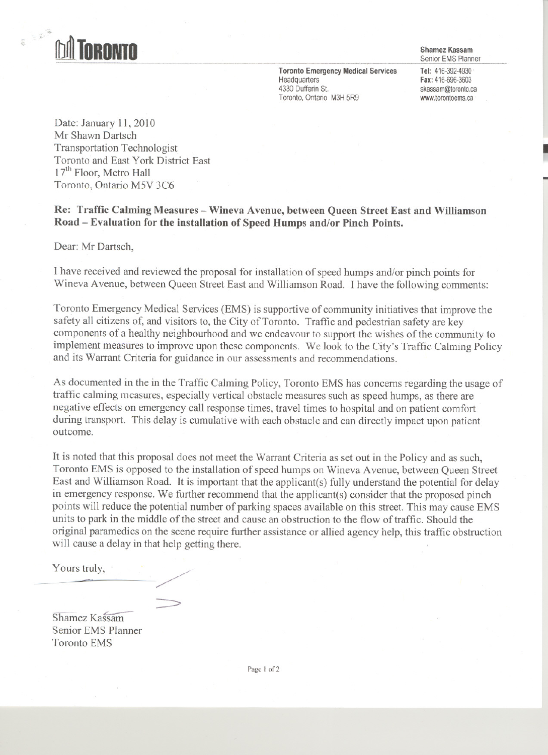**TORONTO**

**Shamez Kassam**
Senior EMS Planner

**Toronto Emergency Medical Services**
Headquarters
4330 Dufferin St.
Toronto, Ontario M3H 5R9

**Tel:** 416-392-4930
**Fax:** 416-696-3603
skassam@toronto.ca
www.torontoems.ca

Date: January 11, 2010
Mr Shawn Dartsch
Transportation Technologist
Toronto and East York District East
17th Floor, Metro Hall
Toronto, Ontario M5V 3C6

**Re: Traffic Calming Measures – Wineva Avenue, between Queen Street East and Williamson Road – Evaluation for the installation of Speed Humps and/or Pinch Points.**

Dear: Mr Dartsch,

I have received and reviewed the proposal for installation of speed humps and/or pinch points for Wineva Avenue, between Queen Street East and Williamson Road. I have the following comments:

Toronto Emergency Medical Services (EMS) is supportive of community initiatives that improve the safety all citizens of, and visitors to, the City of Toronto. Traffic and pedestrian safety are key components of a healthy neighbourhood and we endeavour to support the wishes of the community to implement measures to improve upon these components. We look to the City's Traffic Calming Policy and its Warrant Criteria for guidance in our assessments and recommendations.

As documented in the in the Traffic Calming Policy, Toronto EMS has concerns regarding the usage of traffic calming measures, especially vertical obstacle measures such as speed humps, as there are negative effects on emergency call response times, travel times to hospital and on patient comfort during transport. This delay is cumulative with each obstacle and can directly impact upon patient outcome.

It is noted that this proposal does not meet the Warrant Criteria as set out in the Policy and as such, Toronto EMS is opposed to the installation of speed humps on Wineva Avenue, between Queen Street East and Williamson Road. It is important that the applicant(s) fully understand the potential for delay in emergency response. We further recommend that the applicant(s) consider that the proposed pinch points will reduce the potential number of parking spaces available on this street. This may cause EMS units to park in the middle of the street and cause an obstruction to the flow of traffic. Should the original paramedics on the scene require further assistance or allied agency help, this traffic obstruction will cause a delay in that help getting there.

Yours truly,

Shamez Kassam
Senior EMS Planner
Toronto EMS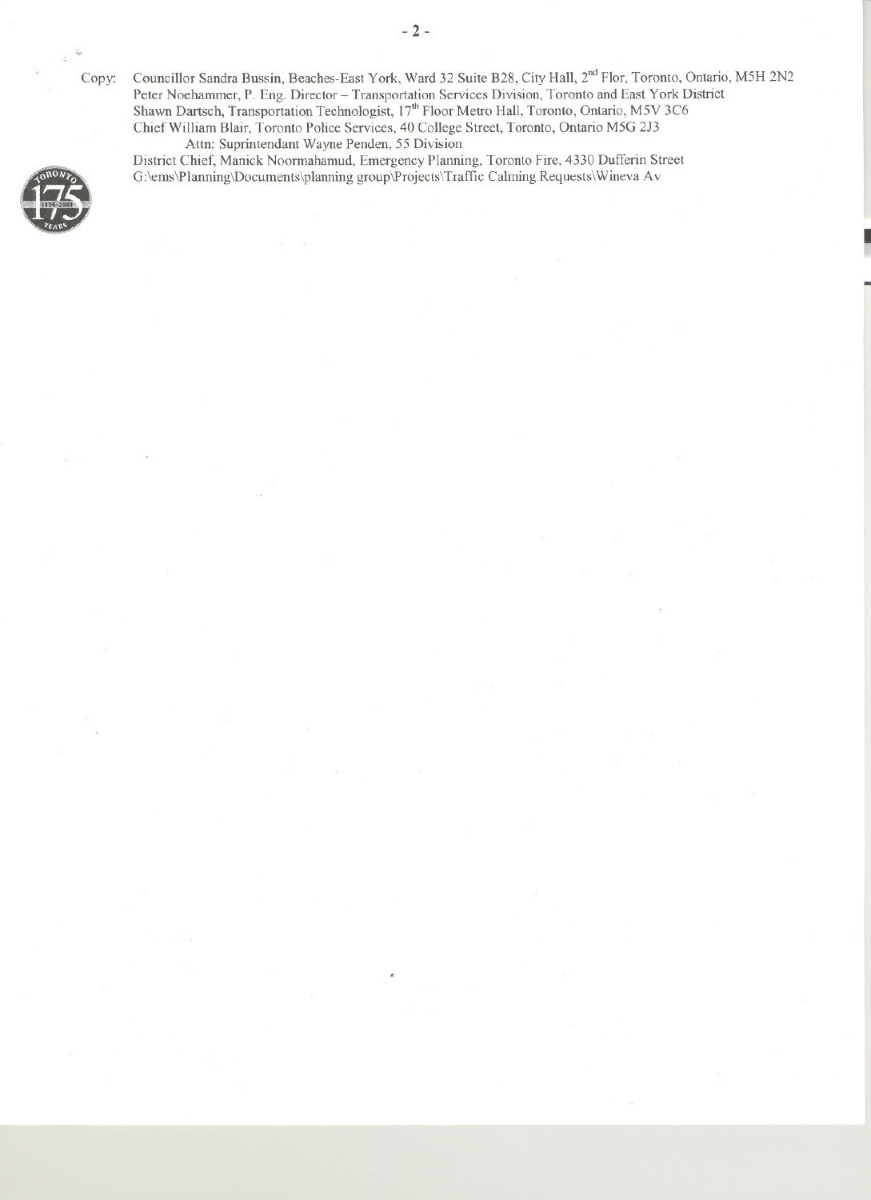Copy: Councillor Sandra Bussin, Beaches-East York, Ward 32 Suite B28, City Hall, 2nd Flor, Toronto, Ontario, M5H 2N2
Peter Noehammer, P. Eng. Director – Transportation Services Division, Toronto and East York District
Shawn Dartsch, Transportation Technologist, 17th Floor Metro Hall, Toronto, Ontario, M5V 3C6
Chief William Blair, Toronto Police Services, 40 College Street, Toronto, Ontario M5G 2J3
Attn: Suprintendant Wayne Penden, 55 Division
District Chief, Manick Noormahamud, Emergency Planning, Toronto Fire, 4330 Dufferin Street
G:\ems\Planning\Documents\planning group\Projects\Traffic Calming Requests\Wineva Av